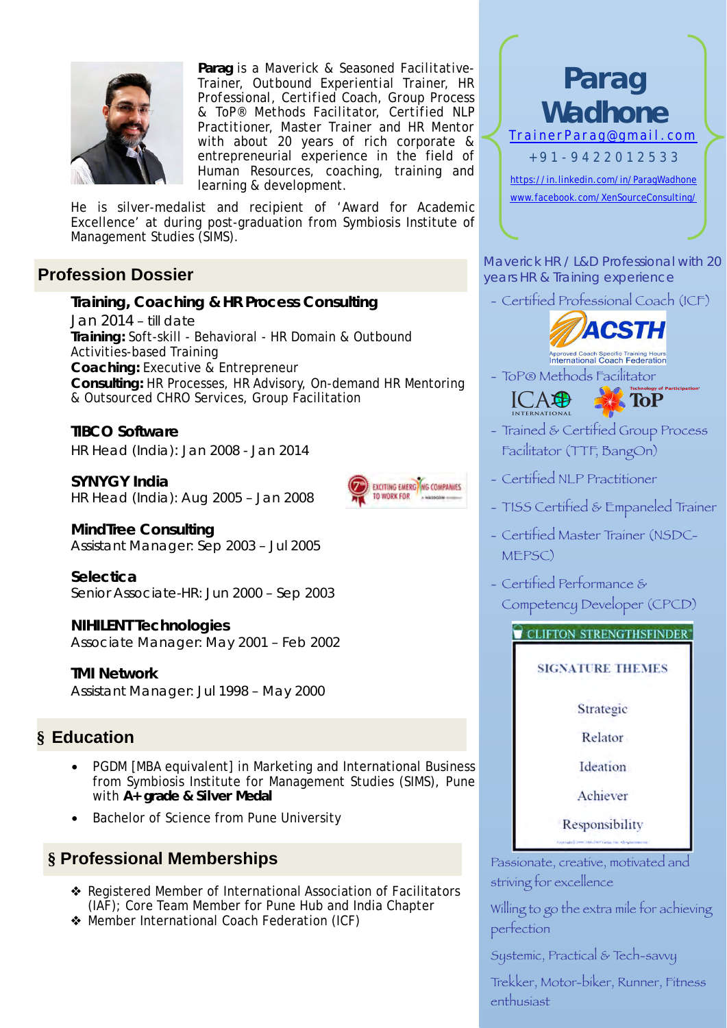**Parag** is a Maverick & Seasoned Facilitative-Trainer, Outbound Experiential Trainer, HR Professional, Certified Coach, Group Process & ToP® Methods Facilitator, Certified NLP Practitioner, Master Trainer and HR Mentor with about 20 years of rich corporate & entrepreneurial experience in the field of Human Resources, coaching, training and learning & development.

He is silver-medalist and recipient of 'Award for Academic Excellence' at during post-graduation from Symbiosis Institute of Management Studies (SIMS).

## Profession Dossier

**Training, Coaching & HR Process Consulting**
Jan 2014 – till date
**Training:** Soft-skill - Behavioral - HR Domain & Outbound Activities-based Training
**Coaching:** Executive & Entrepreneur
**Consulting:** HR Processes, HR Advisory, On-demand HR Mentoring & Outsourced CHRO Services, Group Facilitation

**TIBCO Software**
HR Head (India): Jan 2008 - Jan 2014

**SYNYGY India**
HR Head (India): Aug 2005 – Jan 2008

**MindTree Consulting**
Assistant Manager: Sep 2003 – Jul 2005

**Selectica**
Senior Associate-HR: Jun 2000 – Sep 2003

**NIHILENT Technologies**
Associate Manager: May 2001 – Feb 2002

**TMI Network**
Assistant Manager: Jul 1998 – May 2000

## § Education

- PGDM [MBA equivalent] in Marketing and International Business from Symbiosis Institute for Management Studies (SIMS), Pune with **A+ grade & Silver Medal**
- Bachelor of Science from Pune University

## § Professional Memberships

- Registered Member of International Association of Facilitators (IAF); Core Team Member for Pune Hub and India Chapter
- Member International Coach Federation (ICF)

# Parag Wadhone

TrainerParag@gmail.com
+91-9422012533
https://in.linkedin.com/in/ParagWadhone
www.facebook.com/XenSourceConsulting/

Maverick HR / L&D Professional with 20 years HR & Training experience

- Certified Professional Coach (ICF)
- ToP® Methods Facilitator
- Trained & Certified Group Process Facilitator (TTF, BangOn)
- Certified NLP Practitioner
- TISS Certified & Empaneled Trainer
- Certified Master Trainer (NSDC-MEPSC)
- Certified Performance & Competency Developer (CPCD)

**CLIFTON STRENGTHSFINDER — SIGNATURE THEMES**

Strategic
Relator
Ideation
Achiever
Responsibility

Passionate, creative, motivated and striving for excellence

Willing to go the extra mile for achieving perfection

Systemic, Practical & Tech-savvy

Trekker, Motor-biker, Runner, Fitness enthusiast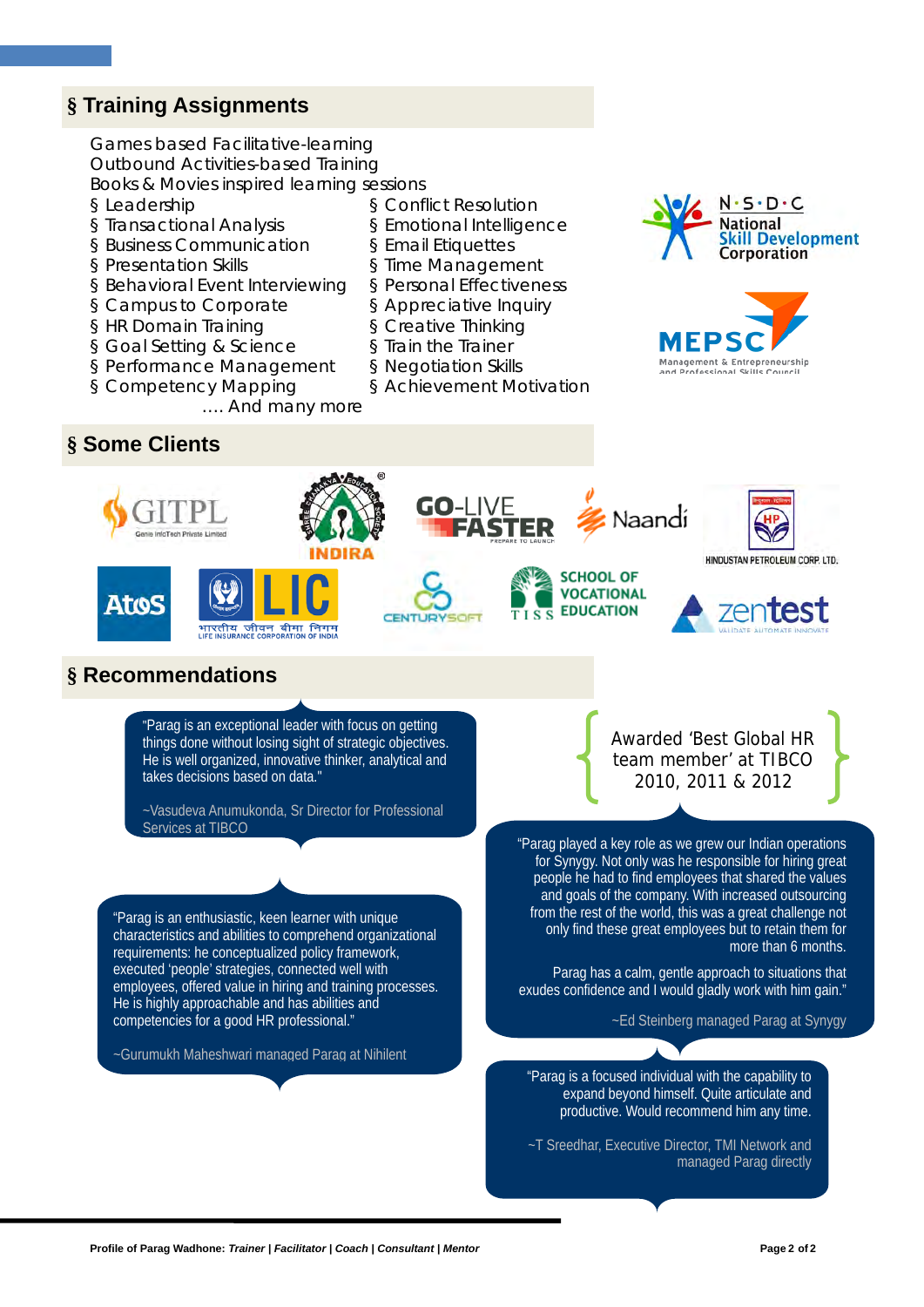## § Training Assignments

Games based Facilitative-learning
Outbound Activities-based Training
Books & Movies inspired learning sessions

- § Leadership
- § Transactional Analysis
- § Business Communication
- § Presentation Skills
- § Behavioral Event Interviewing
- § Campus to Corporate
- § HR Domain Training
- § Goal Setting & Science
- § Performance Management
- § Competency Mapping
- § Conflict Resolution
- § Emotional Intelligence
- § Email Etiquettes
- § Time Management
- § Personal Effectiveness
- § Appreciative Inquiry
- § Creative Thinking
- § Train the Trainer
- § Negotiation Skills
- § Achievement Motivation

.... And many more

N·S·D·C
National Skill Development Corporation

MEPSC
Management & Entrepreneurship and Professional Skills Council

## § Some Clients

GITPL Genie InfoTech Private Limited
INDIRA
GO-LIVE FASTER PREPARE TO LAUNCH
Naandi
HINDUSTAN PETROLEUM CORP. LTD.
Atos
LIC भारतीय जीवन बीमा निगम LIFE INSURANCE CORPORATION OF INDIA
CENTURYSOFT
TISS SCHOOL OF VOCATIONAL EDUCATION
zentest VALIDATE AUTOMATE INNOVATE

## § Recommendations

"Parag is an exceptional leader with focus on getting things done without losing sight of strategic objectives. He is well organized, innovative thinker, analytical and takes decisions based on data."

~Vasudeva Anumukonda, Sr Director for Professional Services at TIBCO

Awarded 'Best Global HR team member' at TIBCO 2010, 2011 & 2012

"Parag played a key role as we grew our Indian operations for Synygy. Not only was he responsible for hiring great people he had to find employees that shared the values and goals of the company. With increased outsourcing from the rest of the world, this was a great challenge not only find these great employees but to retain them for more than 6 months.

Parag has a calm, gentle approach to situations that exudes confidence and I would gladly work with him gain."

~Ed Steinberg managed Parag at Synygy

"Parag is an enthusiastic, keen learner with unique characteristics and abilities to comprehend organizational requirements: he conceptualized policy framework, executed 'people' strategies, connected well with employees, offered value in hiring and training processes. He is highly approachable and has abilities and competencies for a good HR professional."

~Gurumukh Maheshwari managed Parag at Nihilent

"Parag is a focused individual with the capability to expand beyond himself. Quite articulate and productive. Would recommend him any time.

~T Sreedhar, Executive Director, TMI Network and managed Parag directly